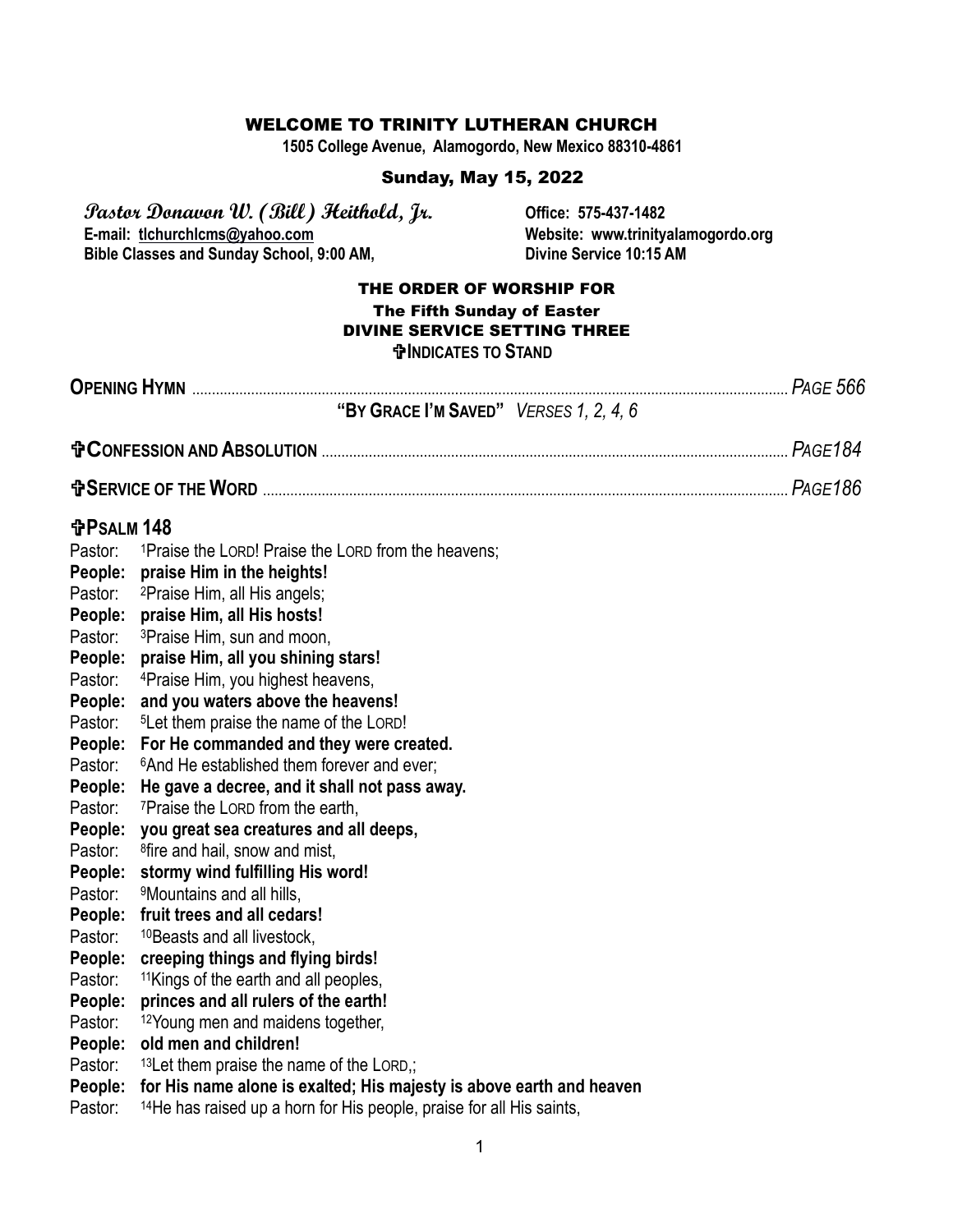# WELCOME TO TRINITY LUTHERAN CHURCH

**1505 College Avenue, Alamogordo, New Mexico 88310-4861**

## Sunday, May 15, 2022

***Pastor Donavon W. (Bill) Heithold, Jr.*** **Office: 575-437-1482**
**E-mail: tlchurchlcms@yahoo.com** **Website: www.trinityalamogordo.org**
**Bible Classes and Sunday School, 9:00 AM,** **Divine Service 10:15 AM**

## THE ORDER OF WORSHIP FOR
### The Fifth Sunday of Easter
### DIVINE SERVICE SETTING THREE
**✞INDICATES TO STAND**

**OPENING HYMN** ........................................ *PAGE 566*
**"BY GRACE I'M SAVED"** *VERSES 1, 2, 4, 6*

**✞CONFESSION AND ABSOLUTION** ........................................ *PAGE184*

**✞SERVICE OF THE WORD** ........................................ *PAGE186*

### ✞PSALM 148

Pastor: [1]Praise the LORD! Praise the LORD from the heavens;
**People: praise Him in the heights!**
Pastor: [2]Praise Him, all His angels;
**People: praise Him, all His hosts!**
Pastor: [3]Praise Him, sun and moon,
**People: praise Him, all you shining stars!**
Pastor: [4]Praise Him, you highest heavens,
**People: and you waters above the heavens!**
Pastor: [5]Let them praise the name of the LORD!
**People: For He commanded and they were created.**
Pastor: [6]And He established them forever and ever;
**People: He gave a decree, and it shall not pass away.**
Pastor: [7]Praise the LORD from the earth,
**People: you great sea creatures and all deeps,**
Pastor: [8]fire and hail, snow and mist,
**People: stormy wind fulfilling His word!**
Pastor: [9]Mountains and all hills,
**People: fruit trees and all cedars!**
Pastor: [10]Beasts and all livestock,
**People: creeping things and flying birds!**
Pastor: [11]Kings of the earth and all peoples,
**People: princes and all rulers of the earth!**
Pastor: [12]Young men and maidens together,
**People: old men and children!**
Pastor: [13]Let them praise the name of the LORD,;
**People: for His name alone is exalted; His majesty is above earth and heaven**
Pastor: [14]He has raised up a horn for His people, praise for all His saints,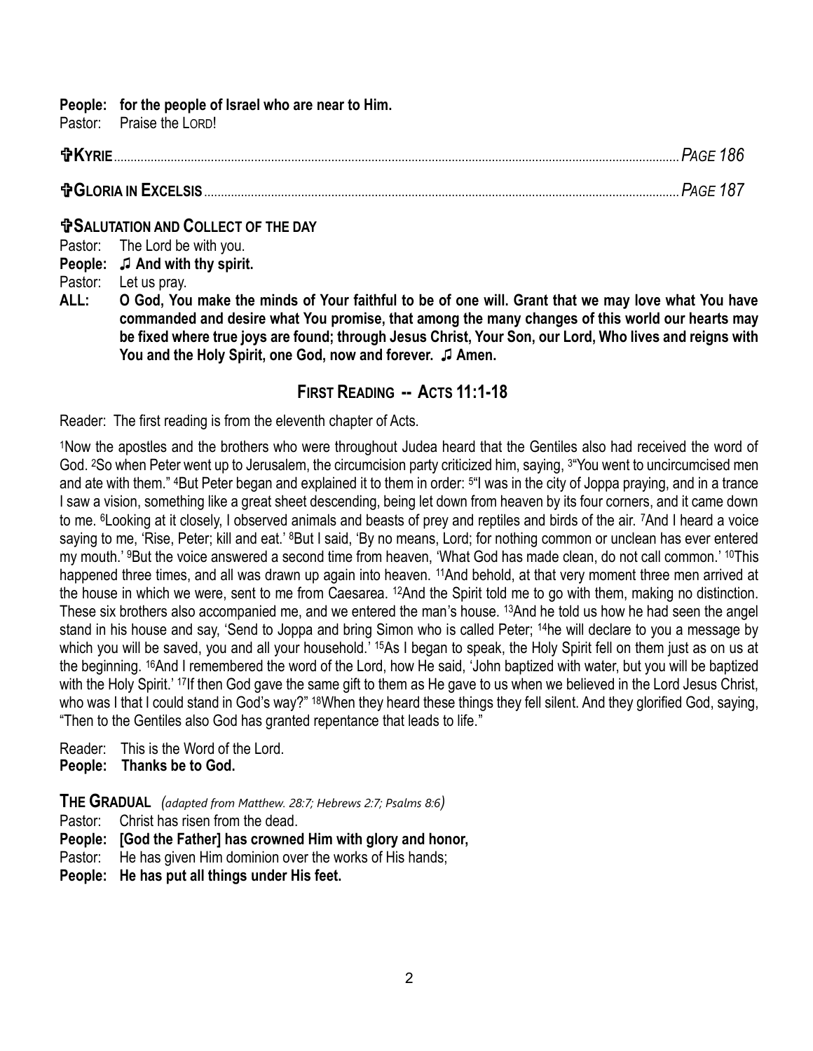**People: for the people of Israel who are near to Him.**
Pastor: Praise the LORD!

**✞KYRIE** ........................................................................................................................ *PAGE 186*

**✞GLORIA IN EXCELSIS** ........................................................................................................ *PAGE 187*

**✞SALUTATION AND COLLECT OF THE DAY**

Pastor: The Lord be with you.
**People: ♫ And with thy spirit.**
Pastor: Let us pray.
**ALL: O God, You make the minds of Your faithful to be of one will. Grant that we may love what You have commanded and desire what You promise, that among the many changes of this world our hearts may be fixed where true joys are found; through Jesus Christ, Your Son, our Lord, Who lives and reigns with You and the Holy Spirit, one God, now and forever. ♫ Amen.**

## FIRST READING -- ACTS 11:1-18

Reader: The first reading is from the eleventh chapter of Acts.

[1]Now the apostles and the brothers who were throughout Judea heard that the Gentiles also had received the word of God. [2]So when Peter went up to Jerusalem, the circumcision party criticized him, saying, [3]"You went to uncircumcised men and ate with them." [4]But Peter began and explained it to them in order: [5]"I was in the city of Joppa praying, and in a trance I saw a vision, something like a great sheet descending, being let down from heaven by its four corners, and it came down to me. [6]Looking at it closely, I observed animals and beasts of prey and reptiles and birds of the air. [7]And I heard a voice saying to me, 'Rise, Peter; kill and eat.' [8]But I said, 'By no means, Lord; for nothing common or unclean has ever entered my mouth.' [9]But the voice answered a second time from heaven, 'What God has made clean, do not call common.' [10]This happened three times, and all was drawn up again into heaven. [11]And behold, at that very moment three men arrived at the house in which we were, sent to me from Caesarea. [12]And the Spirit told me to go with them, making no distinction. These six brothers also accompanied me, and we entered the man's house. [13]And he told us how he had seen the angel stand in his house and say, 'Send to Joppa and bring Simon who is called Peter; [14]he will declare to you a message by which you will be saved, you and all your household.' [15]As I began to speak, the Holy Spirit fell on them just as on us at the beginning. [16]And I remembered the word of the Lord, how He said, 'John baptized with water, but you will be baptized with the Holy Spirit.' [17]If then God gave the same gift to them as He gave to us when we believed in the Lord Jesus Christ, who was I that I could stand in God's way?" [18]When they heard these things they fell silent. And they glorified God, saying, "Then to the Gentiles also God has granted repentance that leads to life."

Reader: This is the Word of the Lord.
**People: Thanks be to God.**

**THE GRADUAL** *(adapted from Matthew. 28:7; Hebrews 2:7; Psalms 8:6)*

Pastor: Christ has risen from the dead.
**People: [God the Father] has crowned Him with glory and honor,**
Pastor: He has given Him dominion over the works of His hands;
**People: He has put all things under His feet.**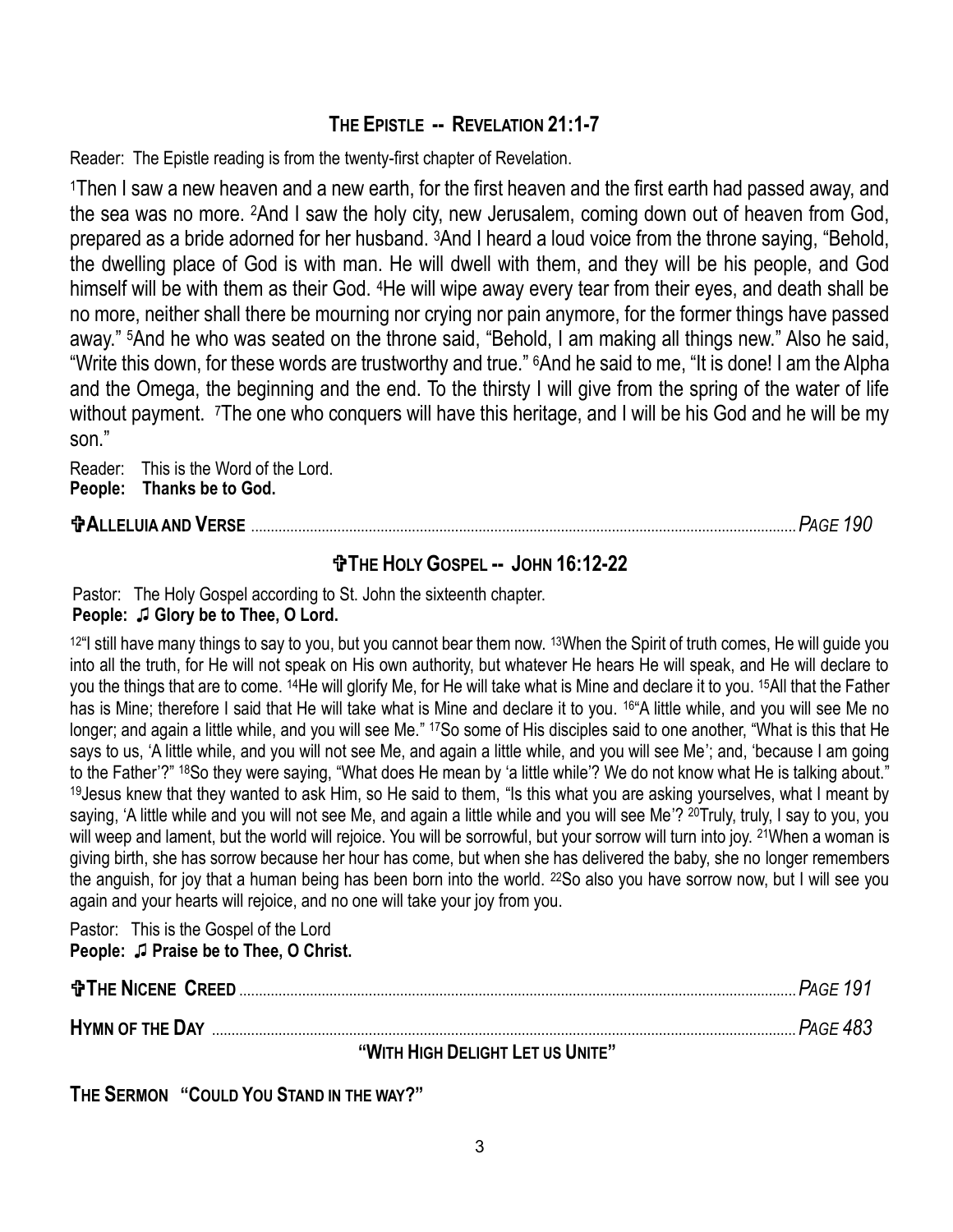## THE EPISTLE -- REVELATION 21:1-7

Reader: The Epistle reading is from the twenty-first chapter of Revelation.

[1]Then I saw a new heaven and a new earth, for the first heaven and the first earth had passed away, and the sea was no more. [2]And I saw the holy city, new Jerusalem, coming down out of heaven from God, prepared as a bride adorned for her husband. [3]And I heard a loud voice from the throne saying, "Behold, the dwelling place of God is with man. He will dwell with them, and they will be his people, and God himself will be with them as their God. [4]He will wipe away every tear from their eyes, and death shall be no more, neither shall there be mourning nor crying nor pain anymore, for the former things have passed away." [5]And he who was seated on the throne said, "Behold, I am making all things new." Also he said, "Write this down, for these words are trustworthy and true." [6]And he said to me, "It is done! I am the Alpha and the Omega, the beginning and the end. To the thirsty I will give from the spring of the water of life without payment. [7]The one who conquers will have this heritage, and I will be his God and he will be my son."

Reader: This is the Word of the Lord.
**People: Thanks be to God.**

**✞ALLELUIA AND VERSE** ........ *PAGE 190*

## ✞THE HOLY GOSPEL -- JOHN 16:12-22

Pastor: The Holy Gospel according to St. John the sixteenth chapter.
**People: ♫ Glory be to Thee, O Lord.**

[12]"I still have many things to say to you, but you cannot bear them now. [13]When the Spirit of truth comes, He will guide you into all the truth, for He will not speak on His own authority, but whatever He hears He will speak, and He will declare to you the things that are to come. [14]He will glorify Me, for He will take what is Mine and declare it to you. [15]All that the Father has is Mine; therefore I said that He will take what is Mine and declare it to you. [16]"A little while, and you will see Me no longer; and again a little while, and you will see Me." [17]So some of His disciples said to one another, "What is this that He says to us, 'A little while, and you will not see Me, and again a little while, and you will see Me'; and, 'because I am going to the Father'?" [18]So they were saying, "What does He mean by 'a little while'? We do not know what He is talking about." [19]Jesus knew that they wanted to ask Him, so He said to them, "Is this what you are asking yourselves, what I meant by saying, 'A little while and you will not see Me, and again a little while and you will see Me'? [20]Truly, truly, I say to you, you will weep and lament, but the world will rejoice. You will be sorrowful, but your sorrow will turn into joy. [21]When a woman is giving birth, she has sorrow because her hour has come, but when she has delivered the baby, she no longer remembers the anguish, for joy that a human being has been born into the world. [22]So also you have sorrow now, but I will see you again and your hearts will rejoice, and no one will take your joy from you.

Pastor: This is the Gospel of the Lord
**People: ♫ Praise be to Thee, O Christ.**

**✞THE NICENE CREED** ........ *PAGE 191*

**HYMN OF THE DAY** ........ *PAGE 483*

**"WITH HIGH DELIGHT LET US UNITE"**

**THE SERMON "COULD YOU STAND IN THE WAY?"**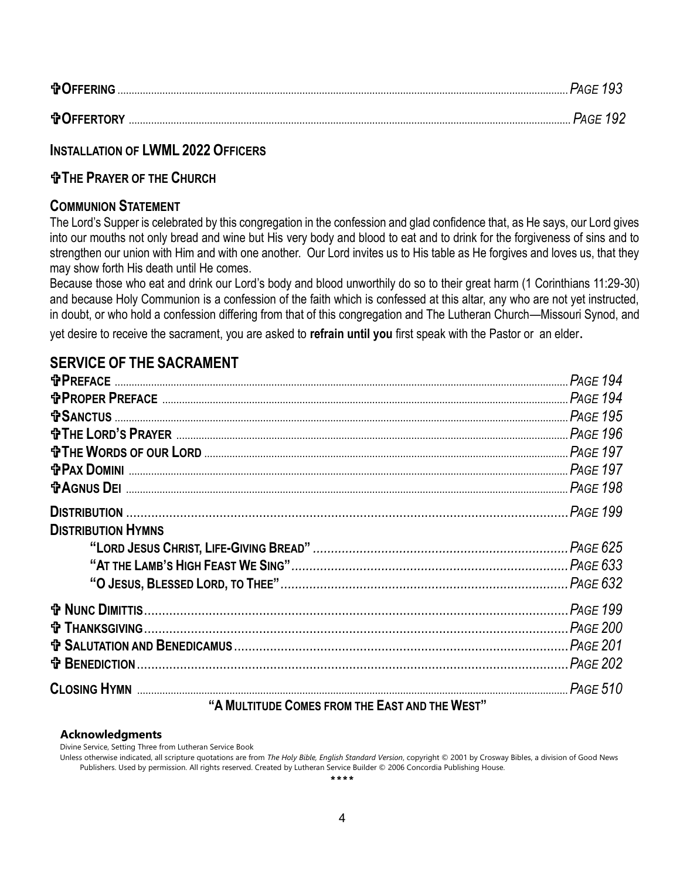**✞Offering** ............................................................ *Page 193*

**✞Offertory** ............................................................ *Page 192*

**Installation of LWML 2022 Officers**

**✞The Prayer of the Church**

**Communion Statement**

The Lord's Supper is celebrated by this congregation in the confession and glad confidence that, as He says, our Lord gives into our mouths not only bread and wine but His very body and blood to eat and to drink for the forgiveness of sins and to strengthen our union with Him and with one another. Our Lord invites us to His table as He forgives and loves us, that they may show forth His death until He comes.

Because those who eat and drink our Lord's body and blood unworthily do so to their great harm (1 Corinthians 11:29-30) and because Holy Communion is a confession of the faith which is confessed at this altar, any who are not yet instructed, in doubt, or who hold a confession differing from that of this congregation and The Lutheran Church—Missouri Synod, and yet desire to receive the sacrament, you are asked to **refrain until you** first speak with the Pastor or an elder**.**

## SERVICE OF THE SACRAMENT

**✞Preface** ............................................................ *Page 194*
**✞Proper Preface** ............................................................ *Page 194*
**✞Sanctus** ............................................................ *Page 195*
**✞The Lord's Prayer** ............................................................ *Page 196*
**✞The Words of our Lord** ............................................................ *Page 197*
**✞Pax Domini** ............................................................ *Page 197*
**✞Agnus Dei** ............................................................ *Page 198*

**Distribution** ............................................................ *Page 199*

**Distribution Hymns**

**"Lord Jesus Christ, Life-Giving Bread"** ............................................................ *Page 625*
**"At the Lamb's High Feast We Sing"** ............................................................ *Page 633*
**"O Jesus, Blessed Lord, to Thee"** ............................................................ *Page 632*

**✞ Nunc Dimittis** ............................................................ *Page 199*
**✞ Thanksgiving** ............................................................ *Page 200*
**✞ Salutation and Benedicamus** ............................................................ *Page 201*
**✞ Benediction** ............................................................ *Page 202*

**Closing Hymn** ............................................................ *Page 510*

**"A Multitude Comes from the East and the West"**

**Acknowledgments**

Divine Service, Setting Three from Lutheran Service Book

Unless otherwise indicated, all scripture quotations are from *The Holy Bible, English Standard Version*, copyright © 2001 by Crosway Bibles, a division of Good News Publishers. Used by permission. All rights reserved. Created by Lutheran Service Builder © 2006 Concordia Publishing House.

\*\*\*\*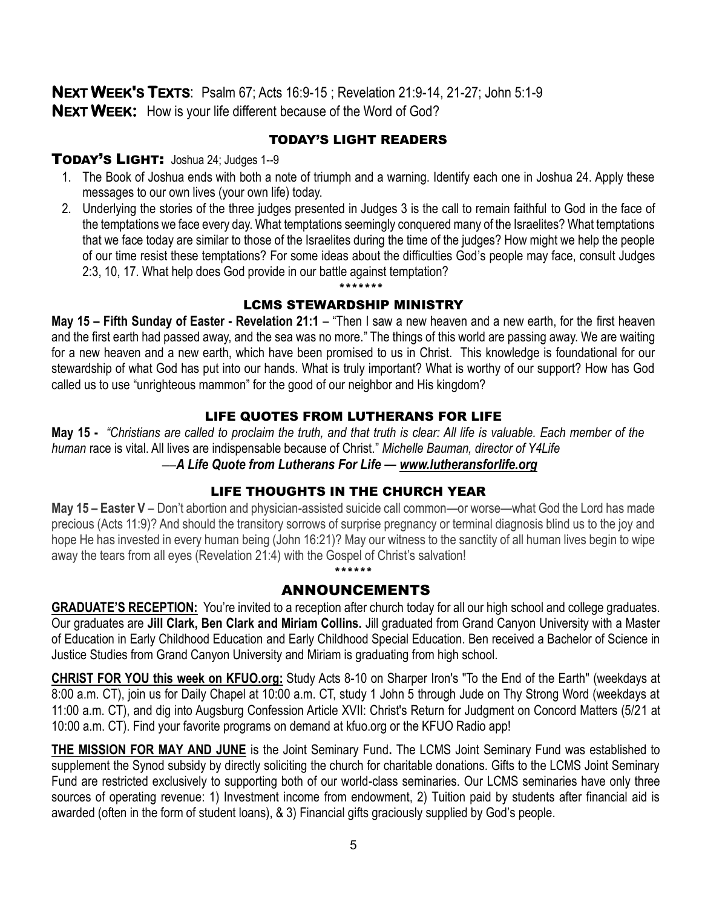**NEXT WEEK'S TEXTS**: Psalm 67; Acts 16:9-15 ; Revelation 21:9-14, 21-27; John 5:1-9

**NEXT WEEK:** How is your life different because of the Word of God?

## TODAY'S LIGHT READERS

**TODAY'S LIGHT:** Joshua 24; Judges 1--9

1. The Book of Joshua ends with both a note of triumph and a warning. Identify each one in Joshua 24. Apply these messages to our own lives (your own life) today.
2. Underlying the stories of the three judges presented in Judges 3 is the call to remain faithful to God in the face of the temptations we face every day. What temptations seemingly conquered many of the Israelites? What temptations that we face today are similar to those of the Israelites during the time of the judges? How might we help the people of our time resist these temptations? For some ideas about the difficulties God's people may face, consult Judges 2:3, 10, 17. What help does God provide in our battle against temptation?

*******

## LCMS STEWARDSHIP MINISTRY

**May 15 – Fifth Sunday of Easter - Revelation 21:1** – "Then I saw a new heaven and a new earth, for the first heaven and the first earth had passed away, and the sea was no more." The things of this world are passing away. We are waiting for a new heaven and a new earth, which have been promised to us in Christ. This knowledge is foundational for our stewardship of what God has put into our hands. What is truly important? What is worthy of our support? How has God called us to use "unrighteous mammon" for the good of our neighbor and His kingdom?

## LIFE QUOTES FROM LUTHERANS FOR LIFE

**May 15 -** *"Christians are called to proclaim the truth, and that truth is clear: All life is valuable. Each member of the human* race is vital. All lives are indispensable because of Christ." *Michelle Bauman, director of Y4Life*

—***A Life Quote from Lutherans For Life — www.lutheransforlife.org***

## LIFE THOUGHTS IN THE CHURCH YEAR

**May 15 – Easter V** – Don't abortion and physician-assisted suicide call common—or worse—what God the Lord has made precious (Acts 11:9)? And should the transitory sorrows of surprise pregnancy or terminal diagnosis blind us to the joy and hope He has invested in every human being (John 16:21)? May our witness to the sanctity of all human lives begin to wipe away the tears from all eyes (Revelation 21:4) with the Gospel of Christ's salvation!

******

## ANNOUNCEMENTS

**GRADUATE'S RECEPTION:** You're invited to a reception after church today for all our high school and college graduates. Our graduates are **Jill Clark, Ben Clark and Miriam Collins.** Jill graduated from Grand Canyon University with a Master of Education in Early Childhood Education and Early Childhood Special Education. Ben received a Bachelor of Science in Justice Studies from Grand Canyon University and Miriam is graduating from high school.

**CHRIST FOR YOU this week on KFUO.org:** Study Acts 8-10 on Sharper Iron's "To the End of the Earth" (weekdays at 8:00 a.m. CT), join us for Daily Chapel at 10:00 a.m. CT, study 1 John 5 through Jude on Thy Strong Word (weekdays at 11:00 a.m. CT), and dig into Augsburg Confession Article XVII: Christ's Return for Judgment on Concord Matters (5/21 at 10:00 a.m. CT). Find your favorite programs on demand at kfuo.org or the KFUO Radio app!

**THE MISSION FOR MAY AND JUNE** is the Joint Seminary Fund**.** The LCMS Joint Seminary Fund was established to supplement the Synod subsidy by directly soliciting the church for charitable donations. Gifts to the LCMS Joint Seminary Fund are restricted exclusively to supporting both of our world-class seminaries. Our LCMS seminaries have only three sources of operating revenue: 1) Investment income from endowment, 2) Tuition paid by students after financial aid is awarded (often in the form of student loans), & 3) Financial gifts graciously supplied by God's people.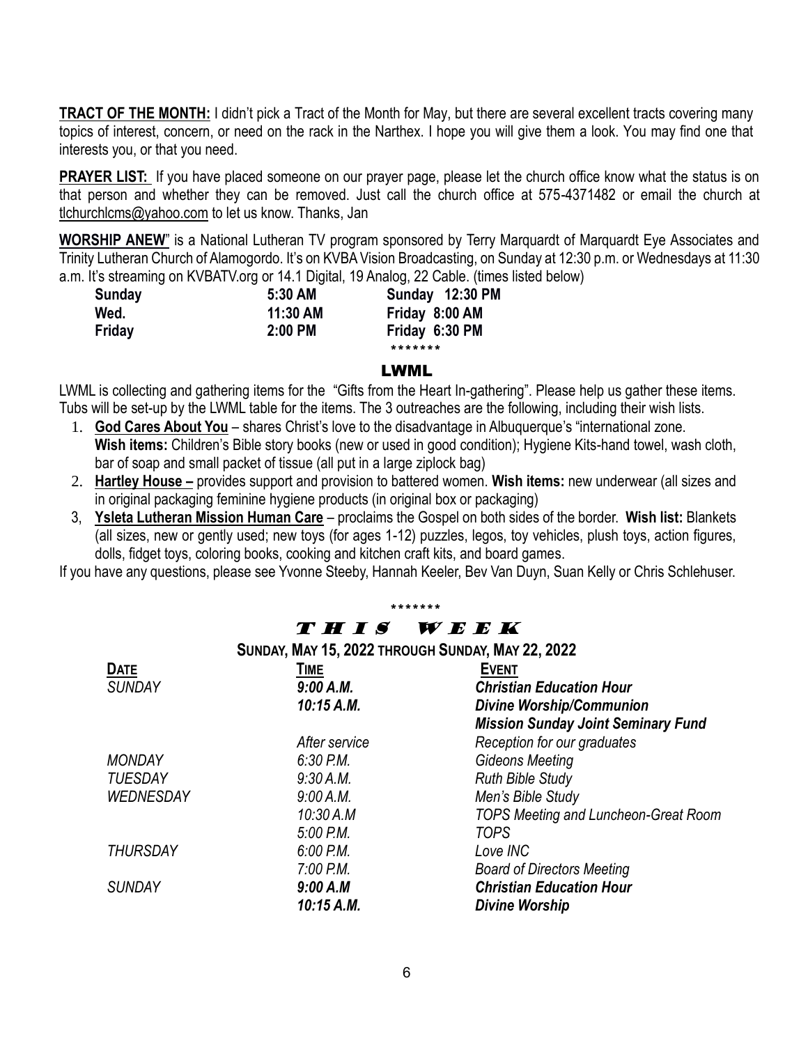**TRACT OF THE MONTH:** I didn't pick a Tract of the Month for May, but there are several excellent tracts covering many topics of interest, concern, or need on the rack in the Narthex. I hope you will give them a look. You may find one that interests you, or that you need.

**PRAYER LIST:** If you have placed someone on our prayer page, please let the church office know what the status is on that person and whether they can be removed. Just call the church office at 575-4371482 or email the church at tlchurchlcms@yahoo.com to let us know. Thanks, Jan

**WORSHIP ANEW**" is a National Lutheran TV program sponsored by Terry Marquardt of Marquardt Eye Associates and Trinity Lutheran Church of Alamogordo. It's on KVBA Vision Broadcasting, on Sunday at 12:30 p.m. or Wednesdays at 11:30 a.m. It's streaming on KVBATV.org or 14.1 Digital, 19 Analog, 22 Cable. (times listed below)

| | | |
|---|---|---|
| **Sunday** | **5:30 AM** | **Sunday 12:30 PM** |
| **Wed.** | **11:30 AM** | **Friday 8:00 AM** |
| **Friday** | **2:00 PM** | **Friday 6:30 PM** |

*******

## LWML

LWML is collecting and gathering items for the "Gifts from the Heart In-gathering". Please help us gather these items. Tubs will be set-up by the LWML table for the items. The 3 outreaches are the following, including their wish lists.

1. **God Cares About You** – shares Christ's love to the disadvantage in Albuquerque's "international zone. **Wish items:** Children's Bible story books (new or used in good condition); Hygiene Kits-hand towel, wash cloth, bar of soap and small packet of tissue (all put in a large ziplock bag)
2. **Hartley House –** provides support and provision to battered women. **Wish items:** new underwear (all sizes and in original packaging feminine hygiene products (in original box or packaging)
3. **Ysleta Lutheran Mission Human Care** – proclaims the Gospel on both sides of the border. **Wish list:** Blankets (all sizes, new or gently used; new toys (for ages 1-12) puzzles, legos, toy vehicles, plush toys, action figures, dolls, fidget toys, coloring books, cooking and kitchen craft kits, and board games.

If you have any questions, please see Yvonne Steeby, Hannah Keeler, Bev Van Duyn, Suan Kelly or Chris Schlehuser.

*******

## THIS WEEK

**SUNDAY, MAY 15, 2022 THROUGH SUNDAY, MAY 22, 2022**

| DATE | TIME | EVENT |
|---|---|---|
| *SUNDAY* | ***9:00 A.M.*** | ***Christian Education Hour*** |
| | ***10:15 A.M.*** | ***Divine Worship/Communion*** |
| | | ***Mission Sunday Joint Seminary Fund*** |
| | *After service* | *Reception for our graduates* |
| *MONDAY* | *6:30 P.M.* | *Gideons Meeting* |
| *TUESDAY* | *9:30 A.M.* | *Ruth Bible Study* |
| *WEDNESDAY* | *9:00 A.M.* | *Men's Bible Study* |
| | *10:30 A.M* | *TOPS Meeting and Luncheon-Great Room* |
| | *5:00 P.M.* | *TOPS* |
| *THURSDAY* | *6:00 P.M.* | *Love INC* |
| | *7:00 P.M.* | *Board of Directors Meeting* |
| *SUNDAY* | ***9:00 A.M*** | ***Christian Education Hour*** |
| | ***10:15 A.M.*** | ***Divine Worship*** |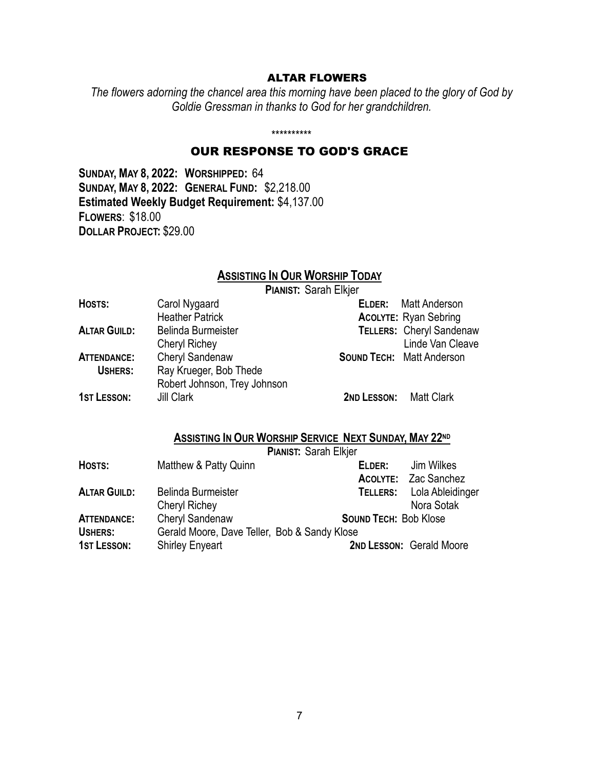## ALTAR FLOWERS

*The flowers adorning the chancel area this morning have been placed to the glory of God by Goldie Gressman in thanks to God for her grandchildren.*

\*\*\*\*\*\*\*\*\*\*

## OUR RESPONSE TO GOD'S GRACE

**SUNDAY, MAY 8, 2022: WORSHIPPED:** 64
**SUNDAY, MAY 8, 2022: GENERAL FUND:** $2,218.00
**Estimated Weekly Budget Requirement:** $4,137.00
**FLOWERS**: $18.00
**DOLLAR PROJECT:** $29.00

### ASSISTING IN OUR WORSHIP TODAY

**PIANIST:** Sarah Elkjer

| | | | |
|---|---|---|---|
| **HOSTS:** | Carol Nygaard | **ELDER:** | Matt Anderson |
| | Heather Patrick | **ACOLYTE:** | Ryan Sebring |
| **ALTAR GUILD:** | Belinda Burmeister | **TELLERS:** | Cheryl Sandenaw |
| | Cheryl Richey | | Linde Van Cleave |
| **ATTENDANCE:** | Cheryl Sandenaw | **SOUND TECH:** | Matt Anderson |
| **USHERS:** | Ray Krueger, Bob Thede | | |
| | Robert Johnson, Trey Johnson | | |
| **1ST LESSON:** | Jill Clark | **2ND LESSON:** | Matt Clark |

### ASSISTING IN OUR WORSHIP SERVICE NEXT SUNDAY, MAY 22ND

**PIANIST:** Sarah Elkjer

| | | | |
|---|---|---|---|
| **HOSTS:** | Matthew & Patty Quinn | **ELDER:** | Jim Wilkes |
| | | **ACOLYTE:** | Zac Sanchez |
| **ALTAR GUILD:** | Belinda Burmeister | **TELLERS:** | Lola Ableidinger |
| | Cheryl Richey | | Nora Sotak |
| **ATTENDANCE:** | Cheryl Sandenaw | **SOUND TECH:** | Bob Klose |
| **USHERS:** | Gerald Moore, Dave Teller, Bob & Sandy Klose | | |
| **1ST LESSON:** | Shirley Enyeart | **2ND LESSON:** | Gerald Moore |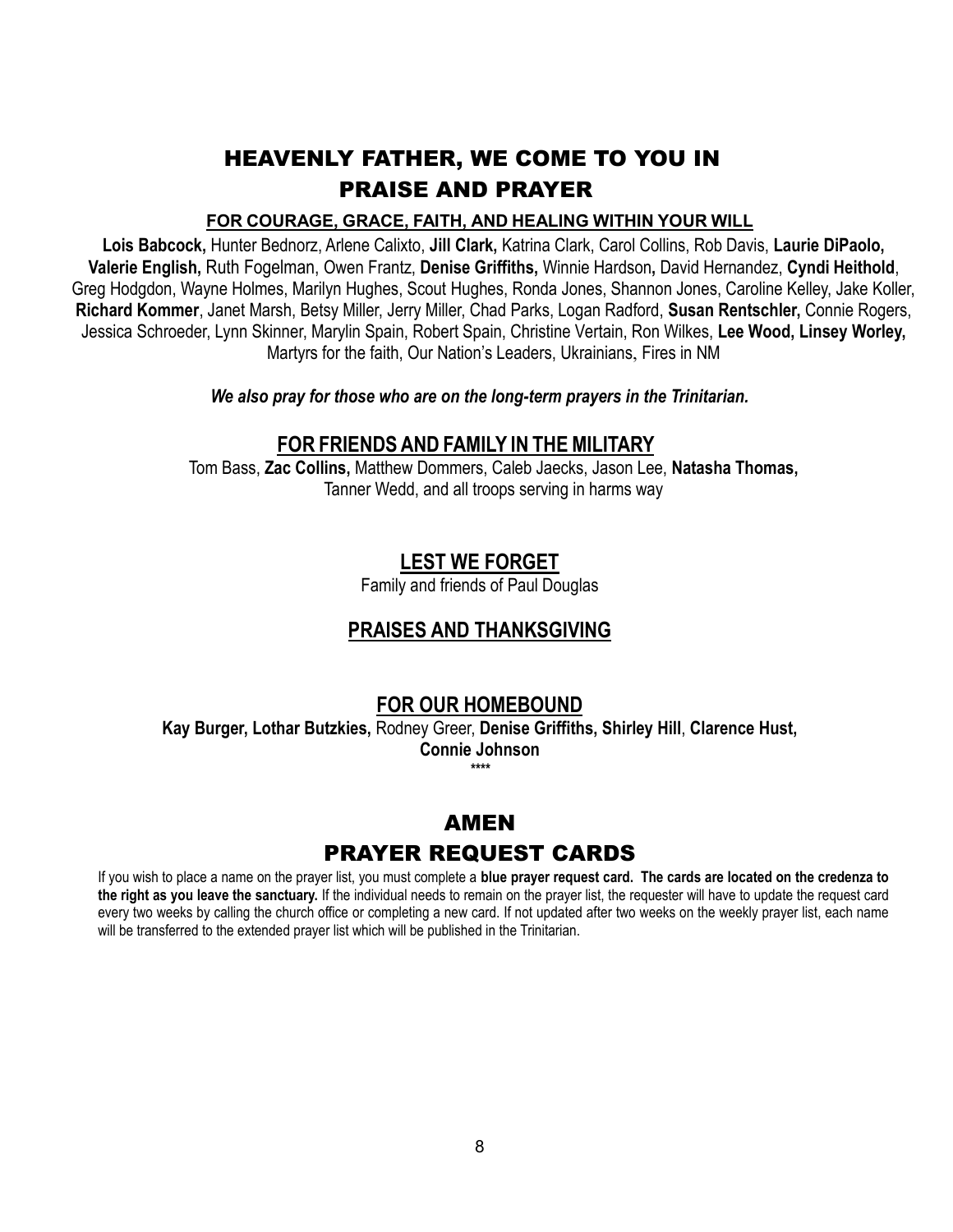# HEAVENLY FATHER, WE COME TO YOU IN PRAISE AND PRAYER

## FOR COURAGE, GRACE, FAITH, AND HEALING WITHIN YOUR WILL

**Lois Babcock,** Hunter Bednorz, Arlene Calixto, **Jill Clark,** Katrina Clark, Carol Collins, Rob Davis, **Laurie DiPaolo, Valerie English,** Ruth Fogelman, Owen Frantz, **Denise Griffiths,** Winnie Hardson**,** David Hernandez, **Cyndi Heithold**, Greg Hodgdon, Wayne Holmes, Marilyn Hughes, Scout Hughes, Ronda Jones, Shannon Jones, Caroline Kelley, Jake Koller, **Richard Kommer**, Janet Marsh, Betsy Miller, Jerry Miller, Chad Parks, Logan Radford, **Susan Rentschler,** Connie Rogers, Jessica Schroeder, Lynn Skinner, Marylin Spain, Robert Spain, Christine Vertain, Ron Wilkes, **Lee Wood, Linsey Worley,** Martyrs for the faith, Our Nation's Leaders, Ukrainians, Fires in NM

***We also pray for those who are on the long-term prayers in the Trinitarian.***

## FOR FRIENDS AND FAMILY IN THE MILITARY

Tom Bass, **Zac Collins,** Matthew Dommers, Caleb Jaecks, Jason Lee, **Natasha Thomas,** Tanner Wedd, and all troops serving in harms way

## LEST WE FORGET

Family and friends of Paul Douglas

## PRAISES AND THANKSGIVING

## FOR OUR HOMEBOUND

**Kay Burger, Lothar Butzkies,** Rodney Greer, **Denise Griffiths, Shirley Hill**, **Clarence Hust, Connie Johnson**

****

# AMEN

# PRAYER REQUEST CARDS

If you wish to place a name on the prayer list, you must complete a **blue prayer request card. The cards are located on the credenza to the right as you leave the sanctuary.** If the individual needs to remain on the prayer list, the requester will have to update the request card every two weeks by calling the church office or completing a new card. If not updated after two weeks on the weekly prayer list, each name will be transferred to the extended prayer list which will be published in the Trinitarian.